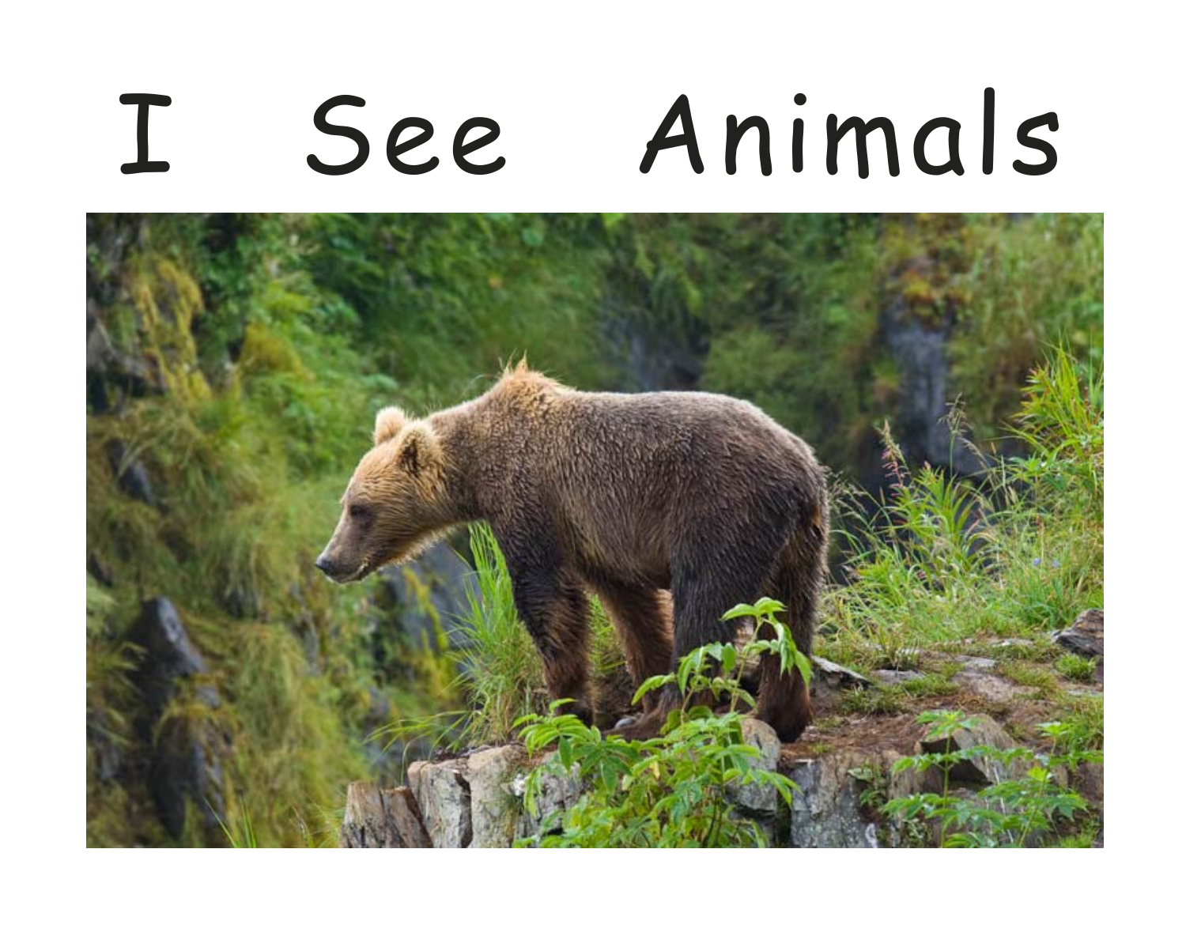# I See Animals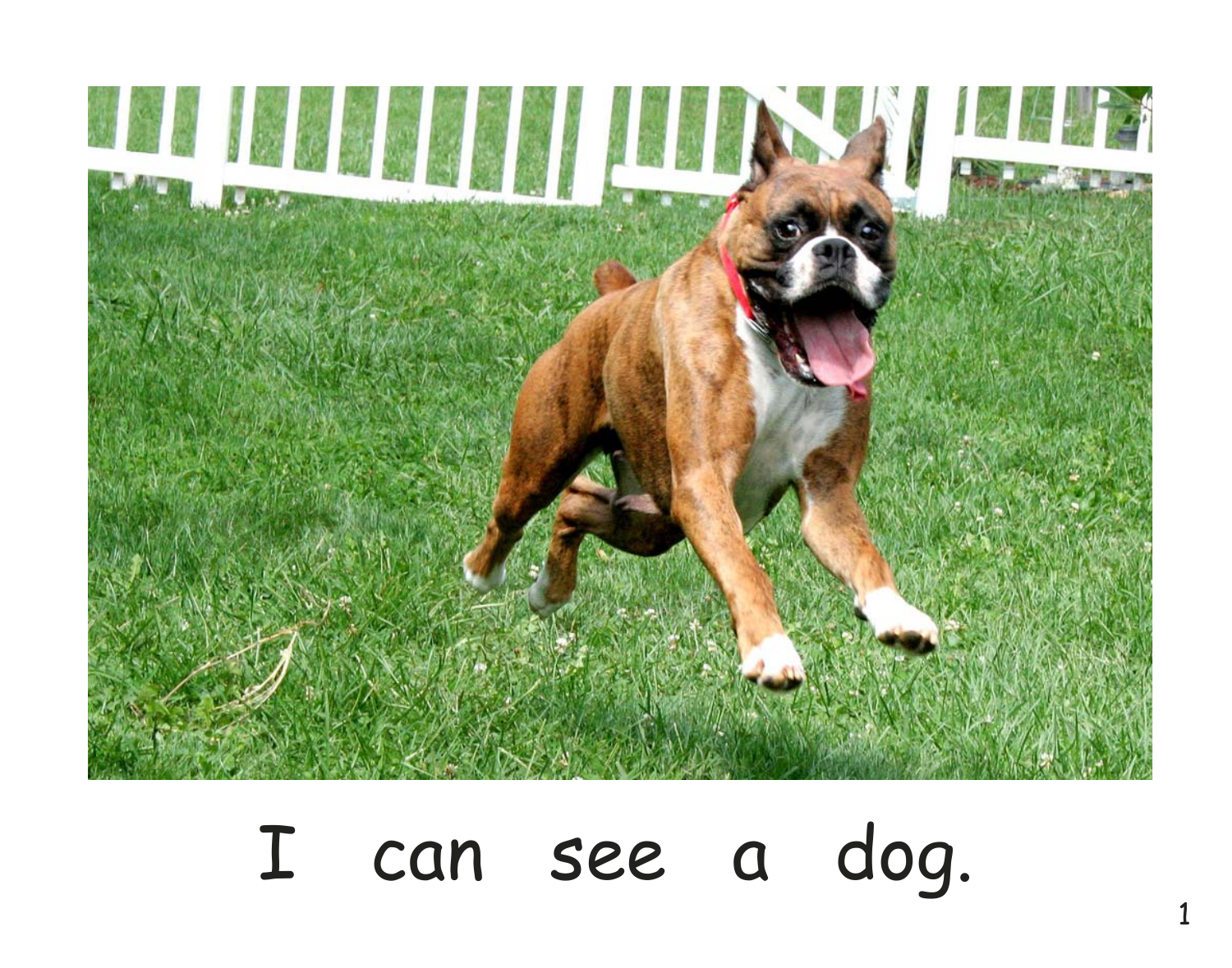I can see a dog.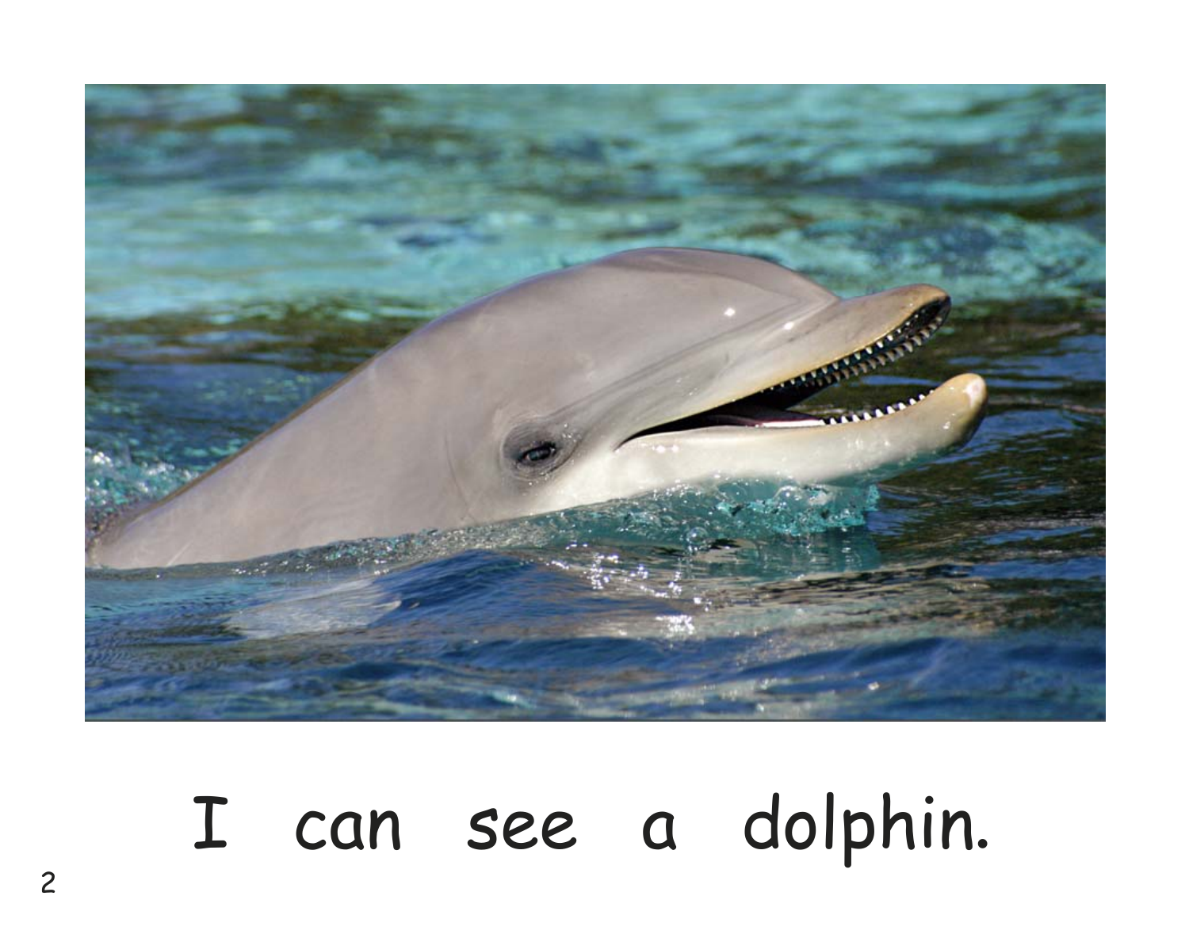I can see a dolphin.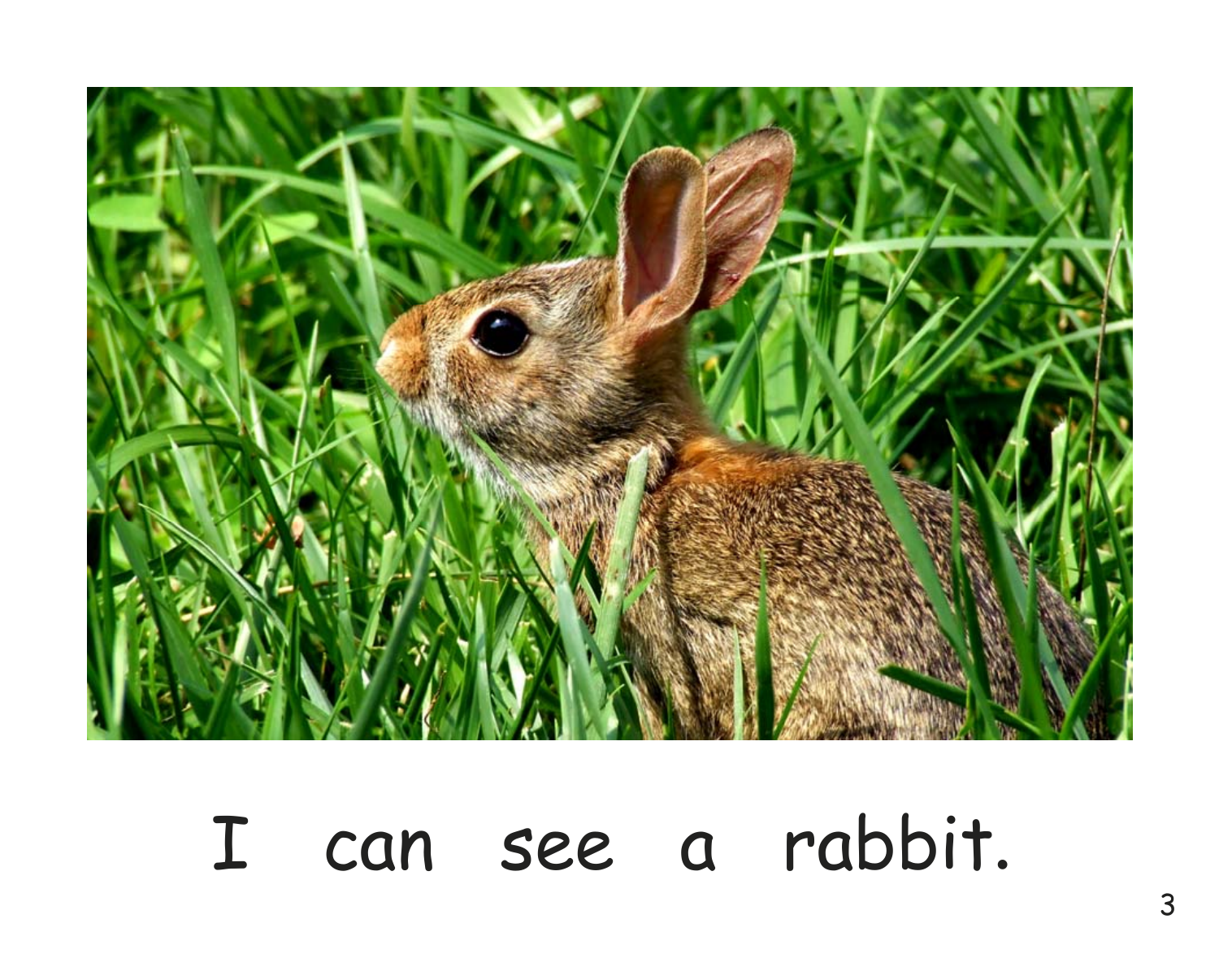I can see a rabbit.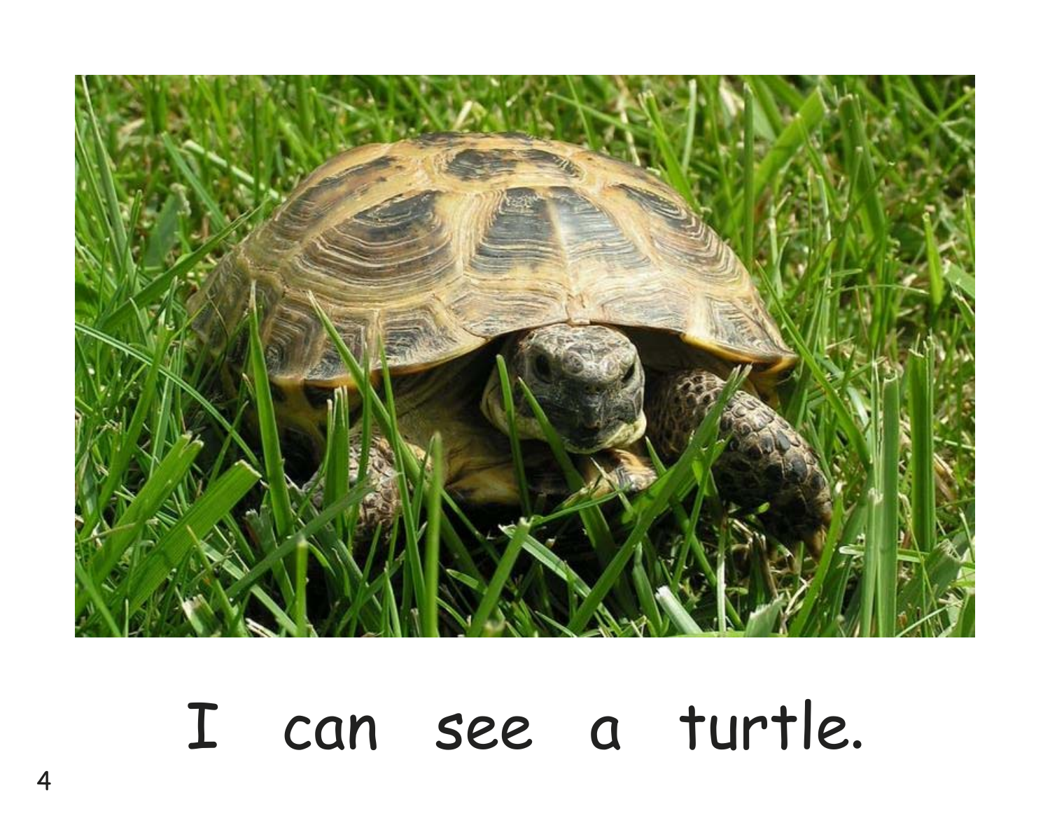I can see a turtle.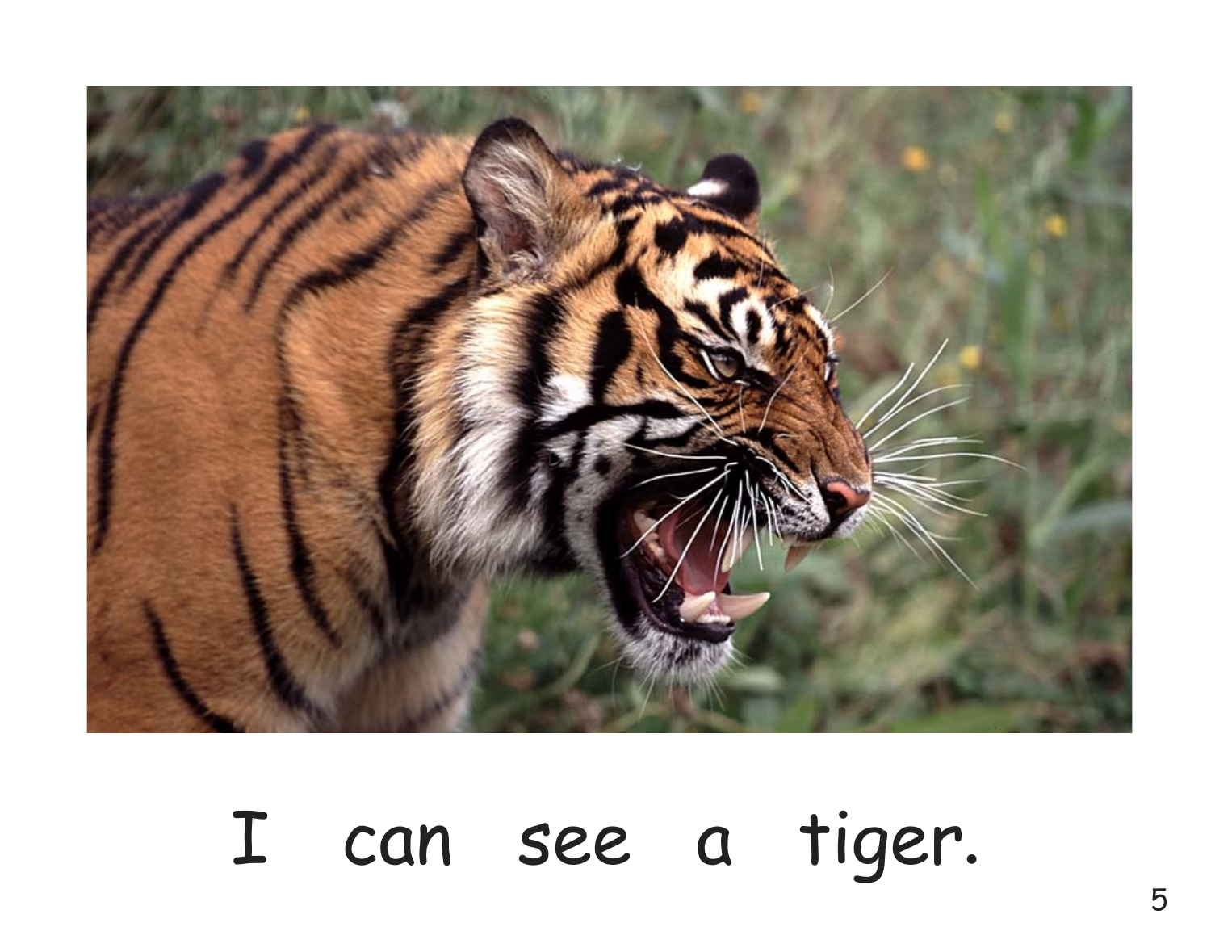I can see a tiger.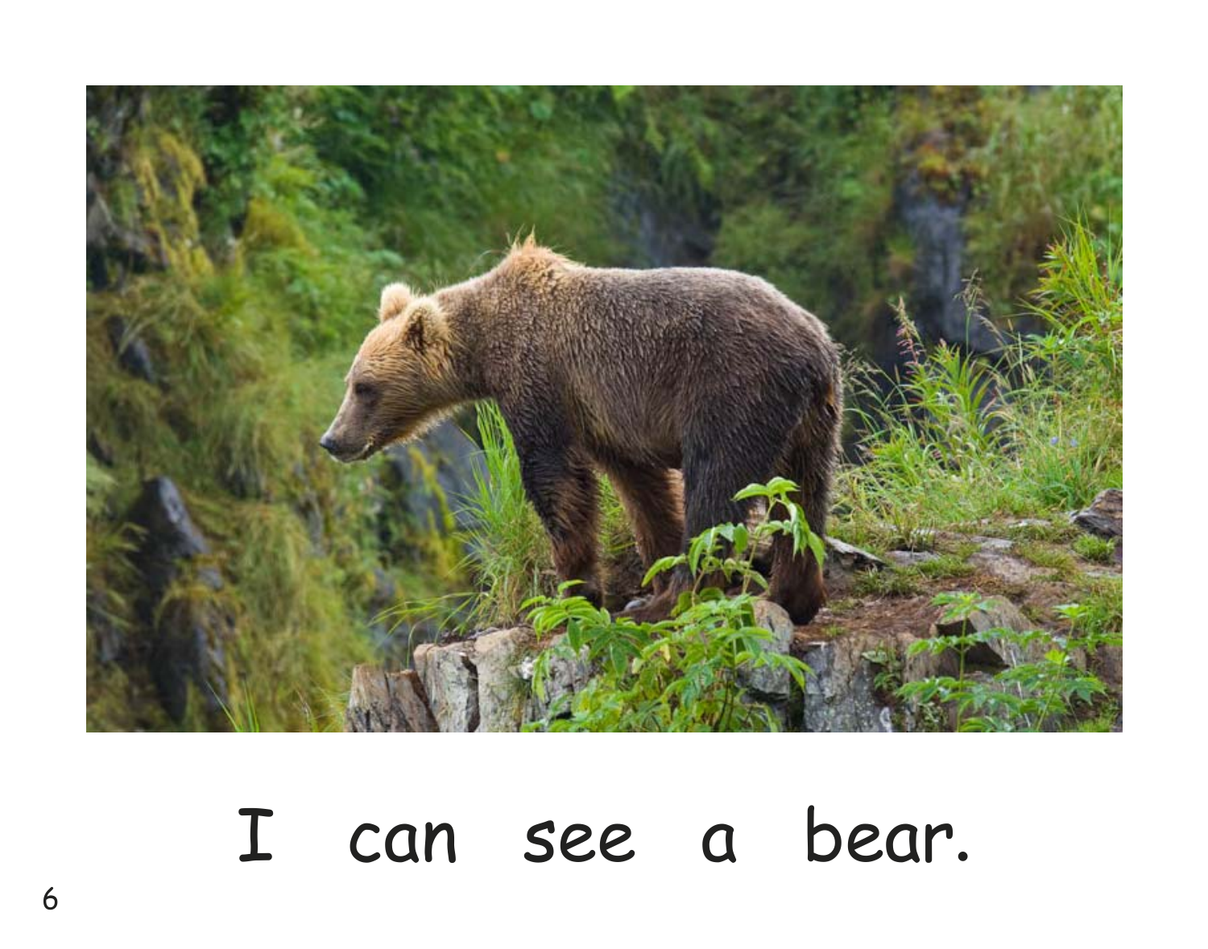I can see a bear.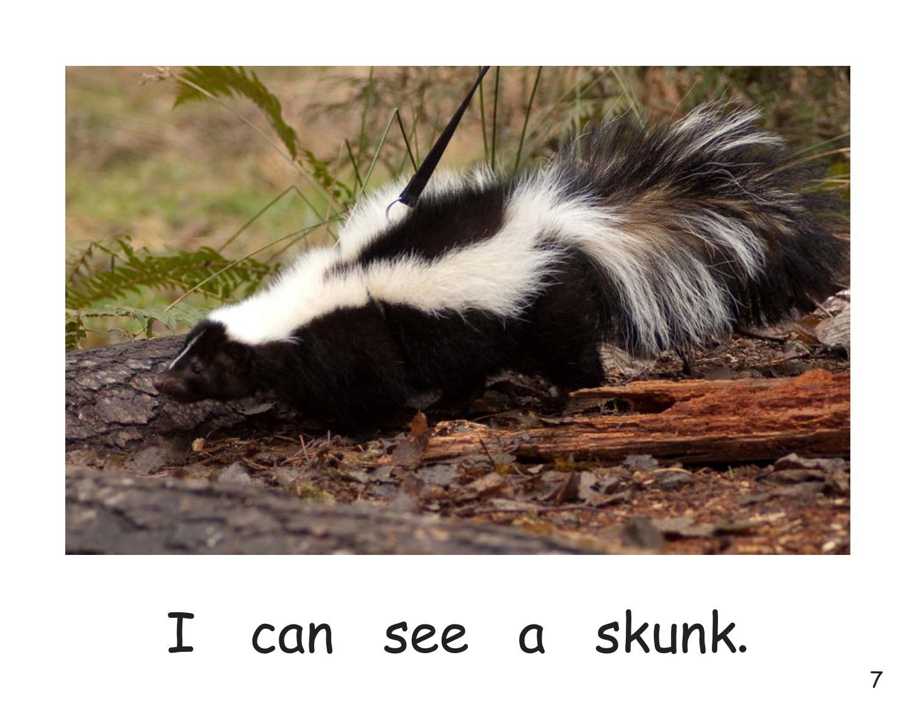I can see a skunk.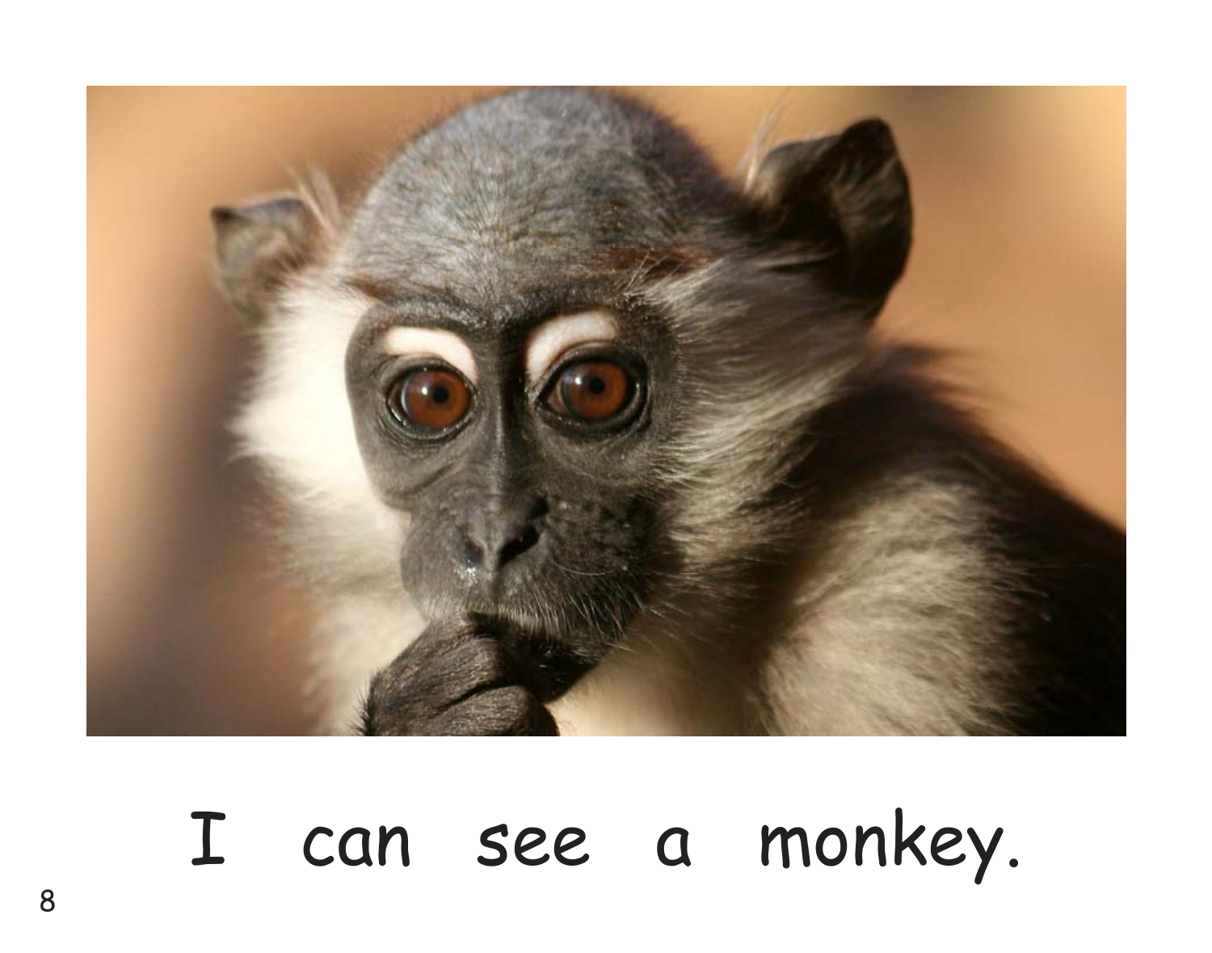I can see a monkey.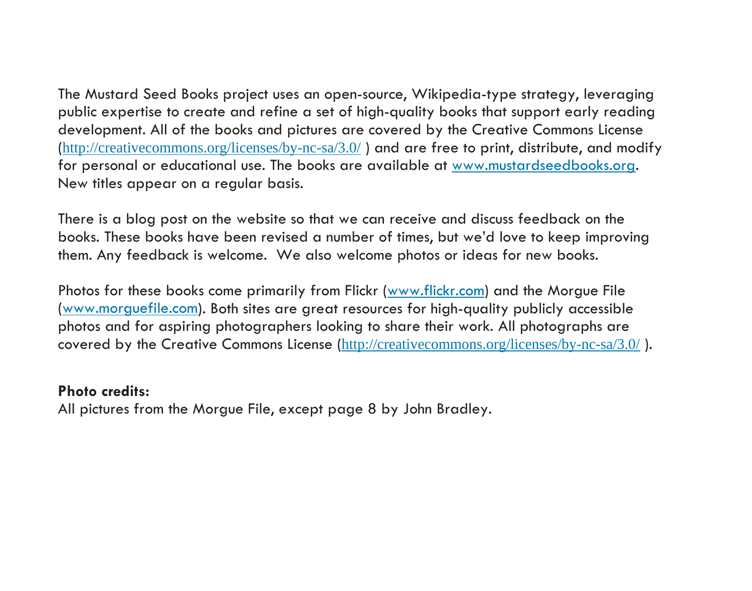The Mustard Seed Books project uses an open-source, Wikipedia-type strategy, leveraging public expertise to create and refine a set of high-quality books that support early reading development. All of the books and pictures are covered by the Creative Commons License (http://creativecommons.org/licenses/by-nc-sa/3.0/ ) and are free to print, distribute, and modify for personal or educational use. The books are available at www.mustardseedbooks.org. New titles appear on a regular basis.

There is a blog post on the website so that we can receive and discuss feedback on the books. These books have been revised a number of times, but we'd love to keep improving them. Any feedback is welcome. We also welcome photos or ideas for new books.

Photos for these books come primarily from Flickr (www.flickr.com) and the Morgue File (www.morguefile.com). Both sites are great resources for high-quality publicly accessible photos and for aspiring photographers looking to share their work. All photographs are covered by the Creative Commons License (http://creativecommons.org/licenses/by-nc-sa/3.0/ ).

**Photo credits:**
All pictures from the Morgue File, except page 8 by John Bradley.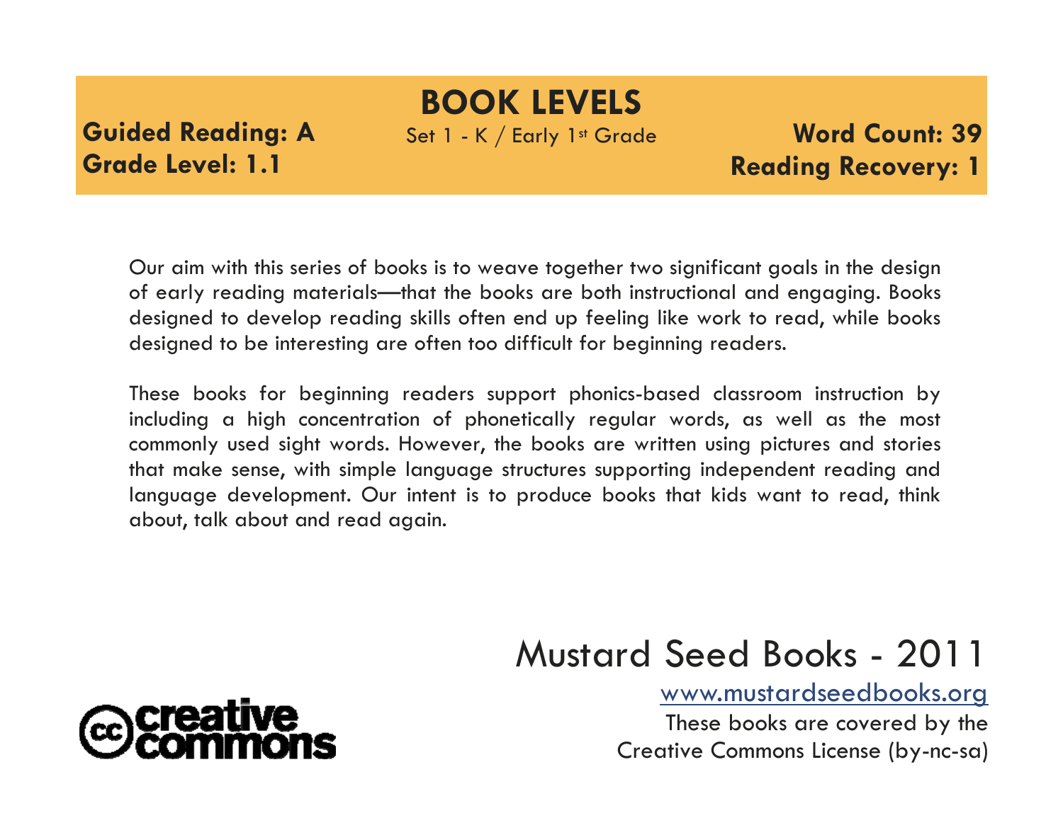# BOOK LEVELS

Set 1 - K / Early 1st Grade

**Guided Reading: A**
**Grade Level: 1.1**

**Word Count: 39**
**Reading Recovery: 1**

Our aim with this series of books is to weave together two significant goals in the design of early reading materials—that the books are both instructional and engaging. Books designed to develop reading skills often end up feeling like work to read, while books designed to be interesting are often too difficult for beginning readers.

These books for beginning readers support phonics-based classroom instruction by including a high concentration of phonetically regular words, as well as the most commonly used sight words. However, the books are written using pictures and stories that make sense, with simple language structures supporting independent reading and language development. Our intent is to produce books that kids want to read, think about, talk about and read again.

creative commons

Mustard Seed Books - 2011

www.mustardseedbooks.org

These books are covered by the Creative Commons License (by-nc-sa)